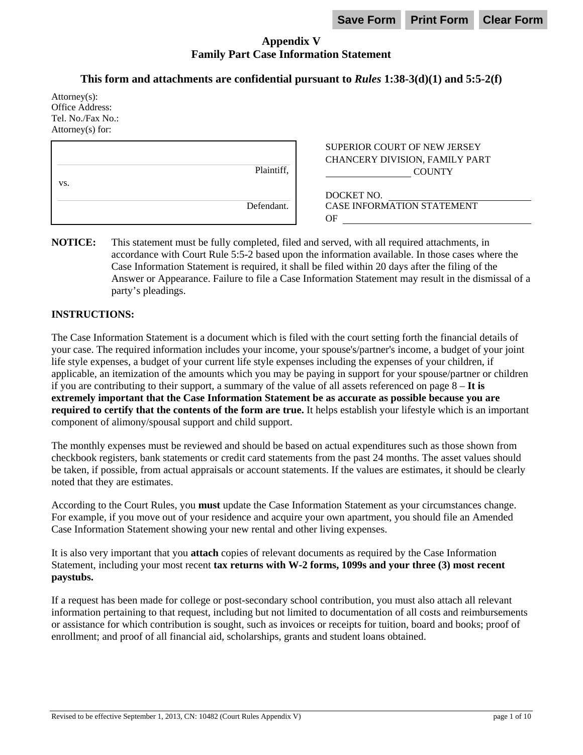Save Form | Print Form | Clear Form

# Appendix V
## Family Part Case Information Statement

### This form and attachments are confidential pursuant to *Rules* 1:38-3(d)(1) and 5:5-2(f)

Attorney(s):
Office Address:
Tel. No./Fax No.:
Attorney(s) for:

| | |
|---|---|
| ______________________ Plaintiff, | SUPERIOR COURT OF NEW JERSEY<br>CHANCERY DIVISION, FAMILY PART<br>______________ COUNTY |
| vs. | |
| ______________________ Defendant. | DOCKET NO. ______________<br>CASE INFORMATION STATEMENT<br>OF ______________ |

**NOTICE:** This statement must be fully completed, filed and served, with all required attachments, in accordance with Court Rule 5:5-2 based upon the information available. In those cases where the Case Information Statement is required, it shall be filed within 20 days after the filing of the Answer or Appearance. Failure to file a Case Information Statement may result in the dismissal of a party's pleadings.

**INSTRUCTIONS:**

The Case Information Statement is a document which is filed with the court setting forth the financial details of your case. The required information includes your income, your spouse's/partner's income, a budget of your joint life style expenses, a budget of your current life style expenses including the expenses of your children, if applicable, an itemization of the amounts which you may be paying in support for your spouse/partner or children if you are contributing to their support, a summary of the value of all assets referenced on page 8 – **It is extremely important that the Case Information Statement be as accurate as possible because you are required to certify that the contents of the form are true.** It helps establish your lifestyle which is an important component of alimony/spousal support and child support.

The monthly expenses must be reviewed and should be based on actual expenditures such as those shown from checkbook registers, bank statements or credit card statements from the past 24 months. The asset values should be taken, if possible, from actual appraisals or account statements. If the values are estimates, it should be clearly noted that they are estimates.

According to the Court Rules, you **must** update the Case Information Statement as your circumstances change. For example, if you move out of your residence and acquire your own apartment, you should file an Amended Case Information Statement showing your new rental and other living expenses.

It is also very important that you **attach** copies of relevant documents as required by the Case Information Statement, including your most recent **tax returns with W-2 forms, 1099s and your three (3) most recent paystubs.**

If a request has been made for college or post-secondary school contribution, you must also attach all relevant information pertaining to that request, including but not limited to documentation of all costs and reimbursements or assistance for which contribution is sought, such as invoices or receipts for tuition, board and books; proof of enrollment; and proof of all financial aid, scholarships, grants and student loans obtained.

Revised to be effective September 1, 2013, CN: 10482 (Court Rules Appendix V)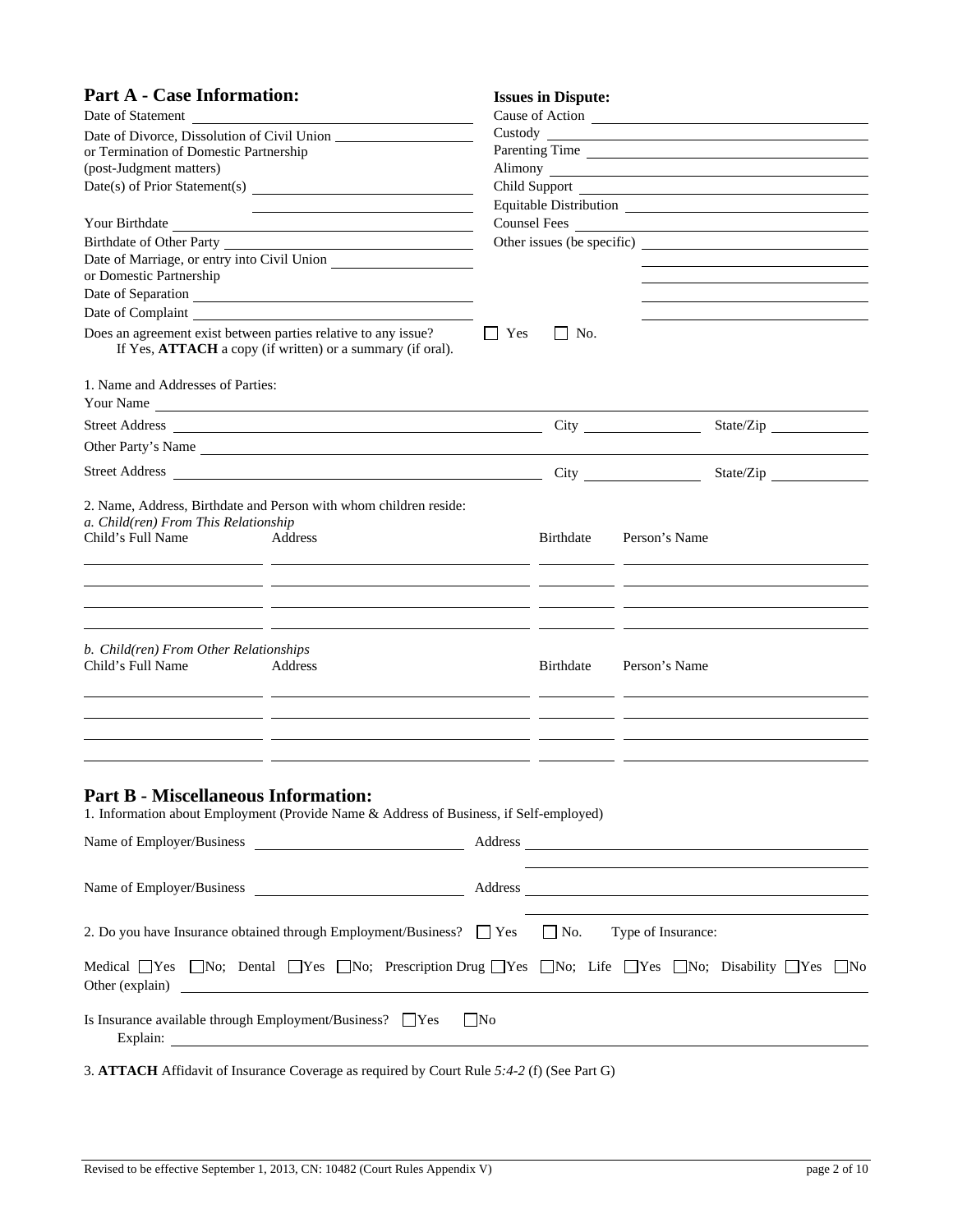## Part A - Case Information:

Date of Statement ____________________

Date of Divorce, Dissolution of Civil Union or Termination of Domestic Partnership (post-Judgment matters) ____________________

Date(s) of Prior Statement(s) ____________________

Your Birthdate ____________________

Birthdate of Other Party ____________________

Date of Marriage, or entry into Civil Union or Domestic Partnership ____________________

Date of Separation ____________________

Date of Complaint ____________________

**Issues in Dispute:**

Cause of Action ____________________

Custody ____________________

Parenting Time ____________________

Alimony ____________________

Child Support ____________________

Equitable Distribution ____________________

Counsel Fees ____________________

Other issues (be specific) ____________________

Does an agreement exist between parties relative to any issue? ☐ Yes ☐ No.
If Yes, **ATTACH** a copy (if written) or a summary (if oral).

1. Name and Addresses of Parties:

Your Name ____________________

Street Address ____________________ City ____________ State/Zip ____________

Other Party's Name ____________________

Street Address ____________________ City ____________ State/Zip ____________

2. Name, Address, Birthdate and Person with whom children reside:

*a. Child(ren) From This Relationship*

| Child's Full Name | Address | Birthdate | Person's Name |
|---|---|---|---|
| | | | |
| | | | |
| | | | |
| | | | |

*b. Child(ren) From Other Relationships*

| Child's Full Name | Address | Birthdate | Person's Name |
|---|---|---|---|
| | | | |
| | | | |
| | | | |
| | | | |

## Part B - Miscellaneous Information:

1. Information about Employment (Provide Name & Address of Business, if Self-employed)

Name of Employer/Business ____________________ Address ____________________

Name of Employer/Business ____________________ Address ____________________

2. Do you have Insurance obtained through Employment/Business? ☐ Yes ☐ No. Type of Insurance:

Medical ☐Yes ☐No; Dental ☐Yes ☐No; Prescription Drug ☐Yes ☐No; Life ☐Yes ☐No; Disability ☐Yes ☐No
Other (explain) ____________________

Is Insurance available through Employment/Business? ☐Yes ☐No
Explain: ____________________

3. **ATTACH** Affidavit of Insurance Coverage as required by Court Rule *5:4-2* (f) (See Part G)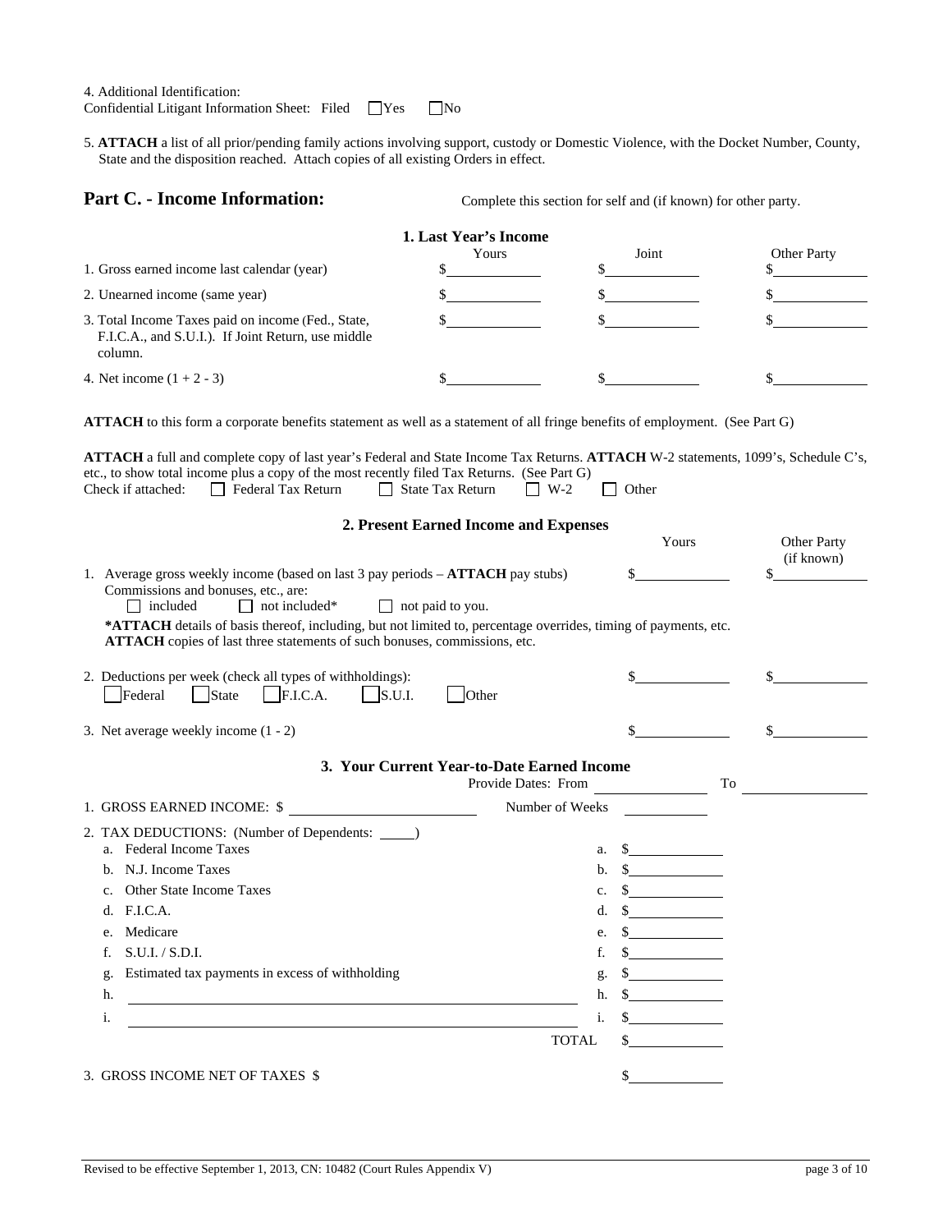4. Additional Identification:
Confidential Litigant Information Sheet: Filed ☐ Yes ☐ No

5. **ATTACH** a list of all prior/pending family actions involving support, custody or Domestic Violence, with the Docket Number, County, State and the disposition reached. Attach copies of all existing Orders in effect.

## Part C. - Income Information:

Complete this section for self and (if known) for other party.

### 1. Last Year's Income

| | Yours | Joint | Other Party |
|---|---|---|---|
| 1. Gross earned income last calendar (year) | $ | $ | $ |
| 2. Unearned income (same year) | $ | $ | $ |
| 3. Total Income Taxes paid on income (Fed., State, F.I.C.A., and S.U.I.). If Joint Return, use middle column. | $ | $ | $ |
| 4. Net income (1 + 2 - 3) | $ | $ | $ |

**ATTACH** to this form a corporate benefits statement as well as a statement of all fringe benefits of employment. (See Part G)

**ATTACH** a full and complete copy of last year's Federal and State Income Tax Returns. **ATTACH** W-2 statements, 1099's, Schedule C's, etc., to show total income plus a copy of the most recently filed Tax Returns. (See Part G)
Check if attached: ☐ Federal Tax Return ☐ State Tax Return ☐ W-2 ☐ Other

### 2. Present Earned Income and Expenses

| | Yours | Other Party (if known) |
|---|---|---|
| 1. Average gross weekly income (based on last 3 pay periods – **ATTACH** pay stubs) Commissions and bonuses, etc., are: ☐ included ☐ not included* ☐ not paid to you. | $ | $ |
| 2. Deductions per week (check all types of withholdings): ☐ Federal ☐ State ☐ F.I.C.A. ☐ S.U.I. ☐ Other | $ | $ |
| 3. Net average weekly income (1 - 2) | $ | $ |

***ATTACH** details of basis thereof, including, but not limited to, percentage overrides, timing of payments, etc. **ATTACH** copies of last three statements of such bonuses, commissions, etc.

### 3. Your Current Year-to-Date Earned Income

Provide Dates: From ______________ To ______________

1. GROSS EARNED INCOME: $ ______________ Number of Weeks ______________

2. TAX DEDUCTIONS: (Number of Dependents: _____)

| | | |
|---|---|---|
| a. Federal Income Taxes | a. | $ |
| b. N.J. Income Taxes | b. | $ |
| c. Other State Income Taxes | c. | $ |
| d. F.I.C.A. | d. | $ |
| e. Medicare | e. | $ |
| f. S.U.I. / S.D.I. | f. | $ |
| g. Estimated tax payments in excess of withholding | g. | $ |
| h. ______________ | h. | $ |
| i. ______________ | i. | $ |
| | TOTAL | $ |

3. GROSS INCOME NET OF TAXES $ ______________ $ ______________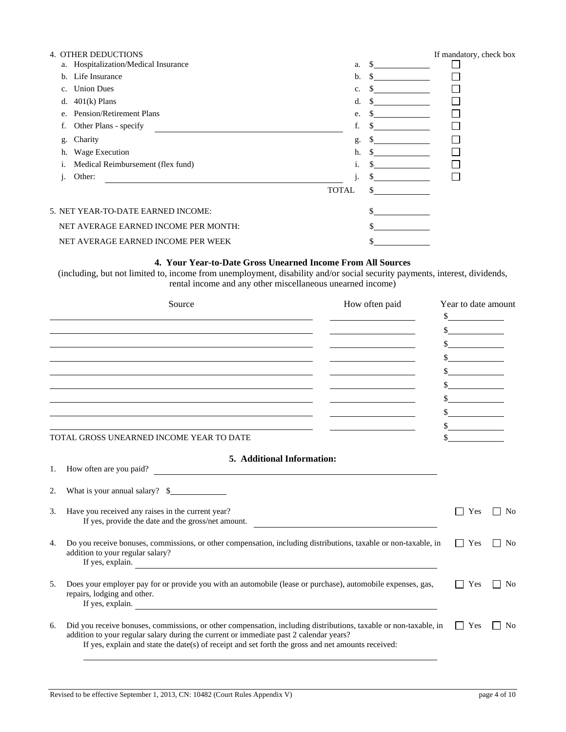4. OTHER DEDUCTIONS

| | | | If mandatory, check box |
|---|---|---|---|
| a. Hospitalization/Medical Insurance | a. | $ | ☐ |
| b. Life Insurance | b. | $ | ☐ |
| c. Union Dues | c. | $ | ☐ |
| d. 401(k) Plans | d. | $ | ☐ |
| e. Pension/Retirement Plans | e. | $ | ☐ |
| f. Other Plans - specify ______________ | f. | $ | ☐ |
| g. Charity | g. | $ | ☐ |
| h. Wage Execution | h. | $ | ☐ |
| i. Medical Reimbursement (flex fund) | i. | $ | ☐ |
| j. Other: ______________ | j. | $ | ☐ |
| | TOTAL | $ | |

5. NET YEAR-TO-DATE EARNED INCOME: $______________

NET AVERAGE EARNED INCOME PER MONTH: $______________

NET AVERAGE EARNED INCOME PER WEEK $______________

## 4. Your Year-to-Date Gross Unearned Income From All Sources

(including, but not limited to, income from unemployment, disability and/or social security payments, interest, dividends, rental income and any other miscellaneous unearned income)

| Source | How often paid | Year to date amount |
|---|---|---|
| | | $ |
| | | $ |
| | | $ |
| | | $ |
| | | $ |
| | | $ |
| | | $ |
| | | $ |
| | | $ |
| TOTAL GROSS UNEARNED INCOME YEAR TO DATE | | $ |

## 5. Additional Information:

1. How often are you paid? ______________

2. What is your annual salary? $______________

3. Have you received any raises in the current year? ☐ Yes ☐ No
   If yes, provide the date and the gross/net amount. ______________

4. Do you receive bonuses, commissions, or other compensation, including distributions, taxable or non-taxable, in addition to your regular salary? ☐ Yes ☐ No
   If yes, explain. ______________

5. Does your employer pay for or provide you with an automobile (lease or purchase), automobile expenses, gas, repairs, lodging and other. ☐ Yes ☐ No
   If yes, explain. ______________

6. Did you receive bonuses, commissions, or other compensation, including distributions, taxable or non-taxable, in addition to your regular salary during the current or immediate past 2 calendar years? ☐ Yes ☐ No
   If yes, explain and state the date(s) of receipt and set forth the gross and net amounts received:
   ______________

Revised to be effective September 1, 2013, CN: 10482 (Court Rules Appendix V)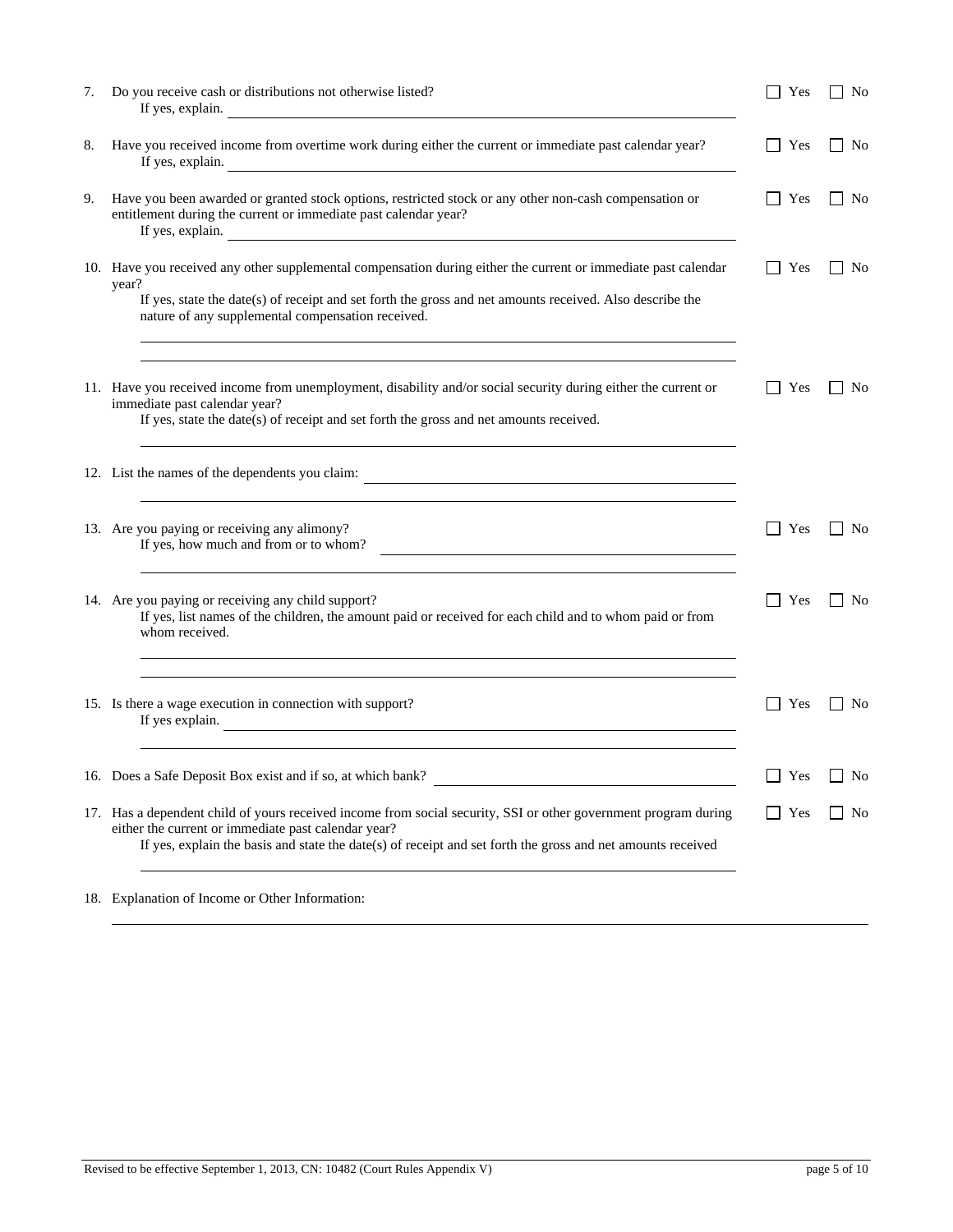7. Do you receive cash or distributions not otherwise listed? ☐ Yes ☐ No
   If yes, explain. ______________________________

8. Have you received income from overtime work during either the current or immediate past calendar year? ☐ Yes ☐ No
   If yes, explain. ______________________________

9. Have you been awarded or granted stock options, restricted stock or any other non-cash compensation or entitlement during the current or immediate past calendar year? ☐ Yes ☐ No
   If yes, explain. ______________________________

10. Have you received any other supplemental compensation during either the current or immediate past calendar year? ☐ Yes ☐ No
    If yes, state the date(s) of receipt and set forth the gross and net amounts received. Also describe the nature of any supplemental compensation received.
    ______________________________
    ______________________________

11. Have you received income from unemployment, disability and/or social security during either the current or immediate past calendar year? ☐ Yes ☐ No
    If yes, state the date(s) of receipt and set forth the gross and net amounts received.
    ______________________________

12. List the names of the dependents you claim: ______________________________
    ______________________________

13. Are you paying or receiving any alimony? ☐ Yes ☐ No
    If yes, how much and from or to whom? ______________________________
    ______________________________

14. Are you paying or receiving any child support? ☐ Yes ☐ No
    If yes, list names of the children, the amount paid or received for each child and to whom paid or from whom received.
    ______________________________
    ______________________________

15. Is there a wage execution in connection with support? ☐ Yes ☐ No
    If yes explain. ______________________________
    ______________________________

16. Does a Safe Deposit Box exist and if so, at which bank? ______________________________ ☐ Yes ☐ No

17. Has a dependent child of yours received income from social security, SSI or other government program during either the current or immediate past calendar year? ☐ Yes ☐ No
    If yes, explain the basis and state the date(s) of receipt and set forth the gross and net amounts received
    ______________________________

18. Explanation of Income or Other Information:
    ______________________________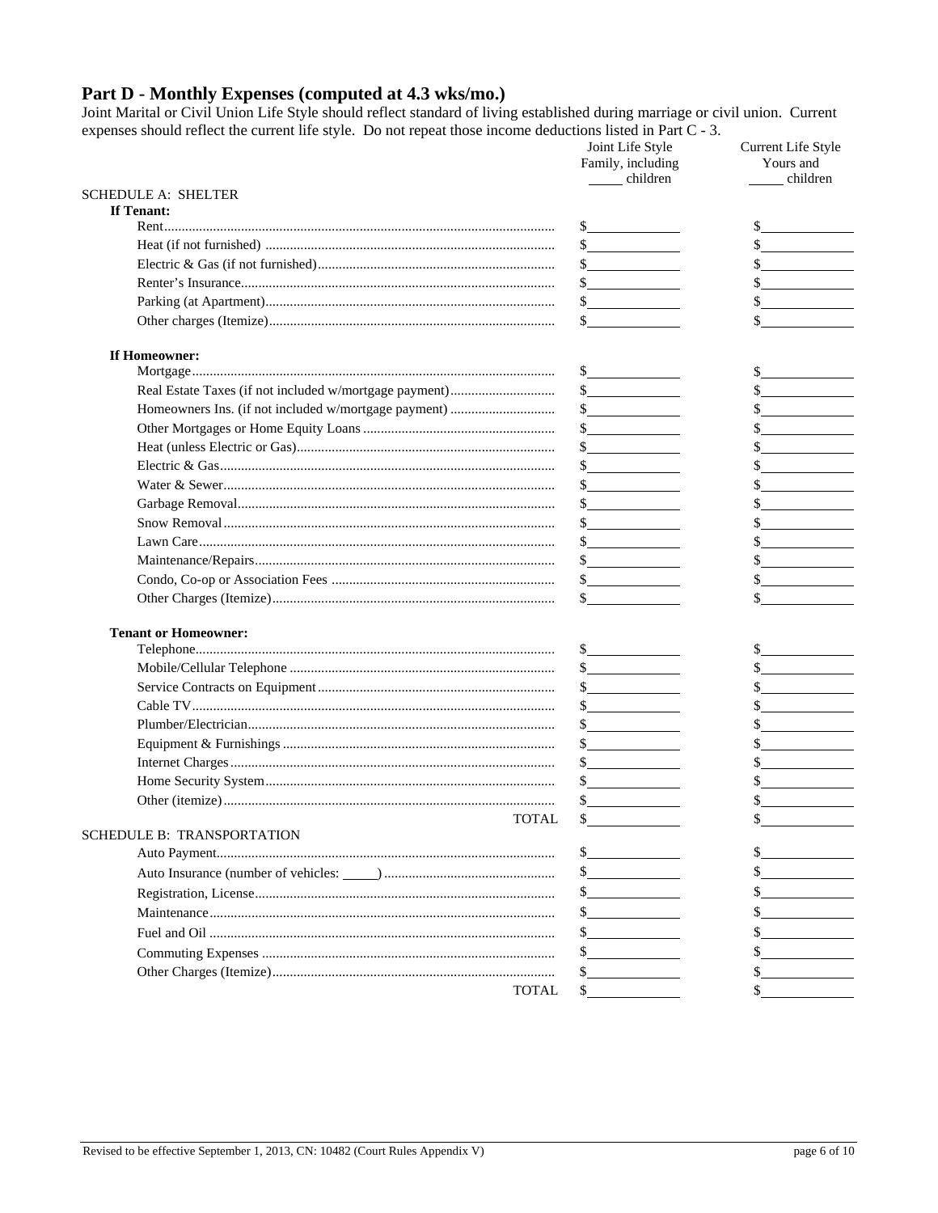## Part D - Monthly Expenses (computed at 4.3 wks/mo.)

Joint Marital or Civil Union Life Style should reflect standard of living established during marriage or civil union. Current expenses should reflect the current life style. Do not repeat those income deductions listed in Part C - 3.

| | Joint Life Style Family, including _____ children | Current Life Style Yours and _____ children |
|---|---|---|
| **SCHEDULE A: SHELTER** | | |
| **If Tenant:** | | |
| Rent | $ | $ |
| Heat (if not furnished) | $ | $ |
| Electric & Gas (if not furnished) | $ | $ |
| Renter's Insurance | $ | $ |
| Parking (at Apartment) | $ | $ |
| Other charges (Itemize) | $ | $ |
| **If Homeowner:** | | |
| Mortgage | $ | $ |
| Real Estate Taxes (if not included w/mortgage payment) | $ | $ |
| Homeowners Ins. (if not included w/mortgage payment) | $ | $ |
| Other Mortgages or Home Equity Loans | $ | $ |
| Heat (unless Electric or Gas) | $ | $ |
| Electric & Gas | $ | $ |
| Water & Sewer | $ | $ |
| Garbage Removal | $ | $ |
| Snow Removal | $ | $ |
| Lawn Care | $ | $ |
| Maintenance/Repairs | $ | $ |
| Condo, Co-op or Association Fees | $ | $ |
| Other Charges (Itemize) | $ | $ |
| **Tenant or Homeowner:** | | |
| Telephone | $ | $ |
| Mobile/Cellular Telephone | $ | $ |
| Service Contracts on Equipment | $ | $ |
| Cable TV | $ | $ |
| Plumber/Electrician | $ | $ |
| Equipment & Furnishings | $ | $ |
| Internet Charges | $ | $ |
| Home Security System | $ | $ |
| Other (itemize) | $ | $ |
| TOTAL | $ | $ |
| **SCHEDULE B: TRANSPORTATION** | | |
| Auto Payment | $ | $ |
| Auto Insurance (number of vehicles: _____) | $ | $ |
| Registration, License | $ | $ |
| Maintenance | $ | $ |
| Fuel and Oil | $ | $ |
| Commuting Expenses | $ | $ |
| Other Charges (Itemize) | $ | $ |
| TOTAL | $ | $ |

Revised to be effective September 1, 2013, CN: 10482 (Court Rules Appendix V)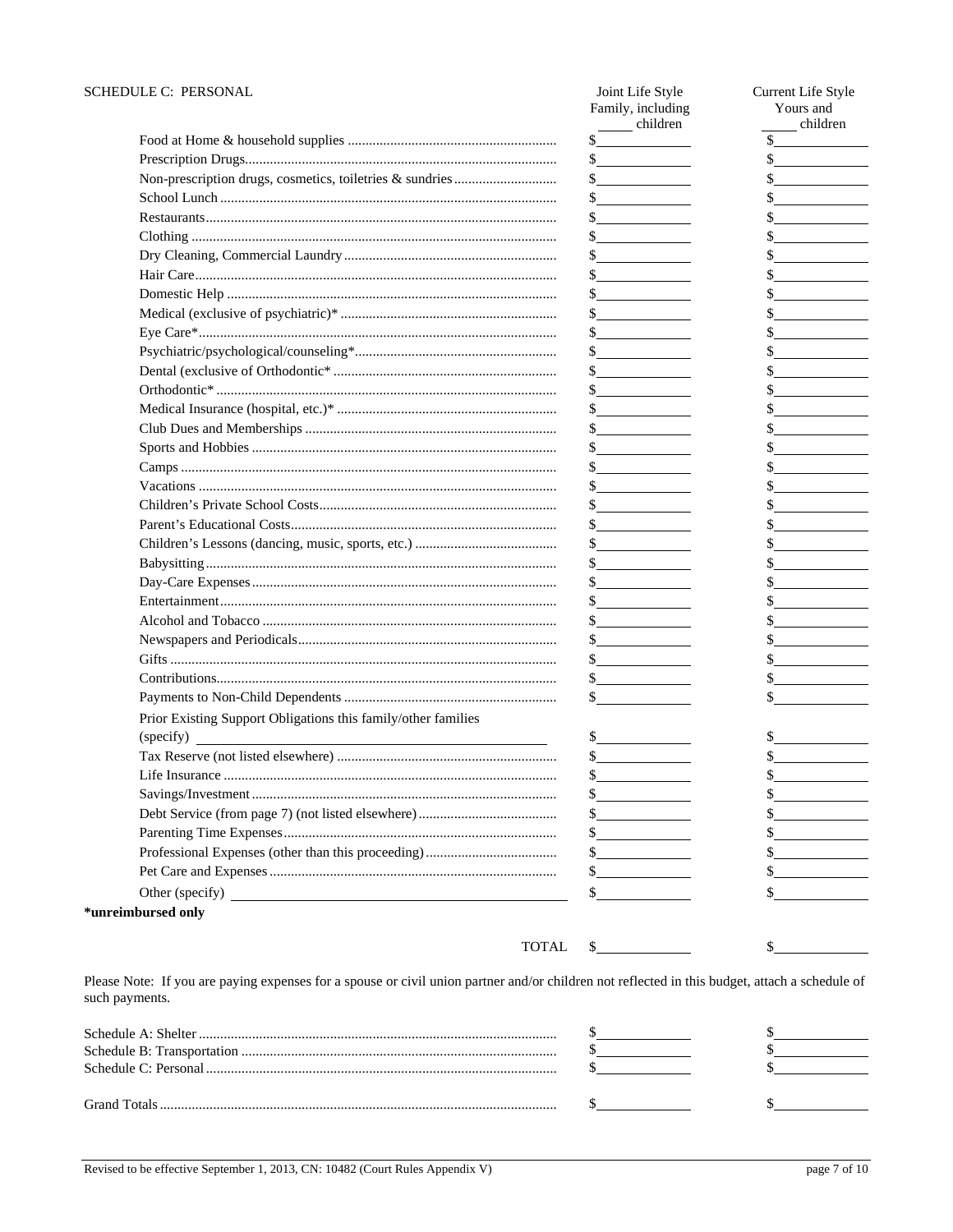## SCHEDULE C: PERSONAL

| | Joint Life Style Family, including \_\_\_\_\_ children | Current Life Style Yours and \_\_\_\_\_ children |
|---|---|---|
| Food at Home & household supplies | $\_\_\_\_\_\_\_\_ | $\_\_\_\_\_\_\_\_ |
| Prescription Drugs | $\_\_\_\_\_\_\_\_ | $\_\_\_\_\_\_\_\_ |
| Non-prescription drugs, cosmetics, toiletries & sundries | $\_\_\_\_\_\_\_\_ | $\_\_\_\_\_\_\_\_ |
| School Lunch | $\_\_\_\_\_\_\_\_ | $\_\_\_\_\_\_\_\_ |
| Restaurants | $\_\_\_\_\_\_\_\_ | $\_\_\_\_\_\_\_\_ |
| Clothing | $\_\_\_\_\_\_\_\_ | $\_\_\_\_\_\_\_\_ |
| Dry Cleaning, Commercial Laundry | $\_\_\_\_\_\_\_\_ | $\_\_\_\_\_\_\_\_ |
| Hair Care | $\_\_\_\_\_\_\_\_ | $\_\_\_\_\_\_\_\_ |
| Domestic Help | $\_\_\_\_\_\_\_\_ | $\_\_\_\_\_\_\_\_ |
| Medical (exclusive of psychiatric)* | $\_\_\_\_\_\_\_\_ | $\_\_\_\_\_\_\_\_ |
| Eye Care* | $\_\_\_\_\_\_\_\_ | $\_\_\_\_\_\_\_\_ |
| Psychiatric/psychological/counseling* | $\_\_\_\_\_\_\_\_ | $\_\_\_\_\_\_\_\_ |
| Dental (exclusive of Orthodontic* | $\_\_\_\_\_\_\_\_ | $\_\_\_\_\_\_\_\_ |
| Orthodontic* | $\_\_\_\_\_\_\_\_ | $\_\_\_\_\_\_\_\_ |
| Medical Insurance (hospital, etc.)* | $\_\_\_\_\_\_\_\_ | $\_\_\_\_\_\_\_\_ |
| Club Dues and Memberships | $\_\_\_\_\_\_\_\_ | $\_\_\_\_\_\_\_\_ |
| Sports and Hobbies | $\_\_\_\_\_\_\_\_ | $\_\_\_\_\_\_\_\_ |
| Camps | $\_\_\_\_\_\_\_\_ | $\_\_\_\_\_\_\_\_ |
| Vacations | $\_\_\_\_\_\_\_\_ | $\_\_\_\_\_\_\_\_ |
| Children's Private School Costs | $\_\_\_\_\_\_\_\_ | $\_\_\_\_\_\_\_\_ |
| Parent's Educational Costs | $\_\_\_\_\_\_\_\_ | $\_\_\_\_\_\_\_\_ |
| Children's Lessons (dancing, music, sports, etc.) | $\_\_\_\_\_\_\_\_ | $\_\_\_\_\_\_\_\_ |
| Babysitting | $\_\_\_\_\_\_\_\_ | $\_\_\_\_\_\_\_\_ |
| Day-Care Expenses | $\_\_\_\_\_\_\_\_ | $\_\_\_\_\_\_\_\_ |
| Entertainment | $\_\_\_\_\_\_\_\_ | $\_\_\_\_\_\_\_\_ |
| Alcohol and Tobacco | $\_\_\_\_\_\_\_\_ | $\_\_\_\_\_\_\_\_ |
| Newspapers and Periodicals | $\_\_\_\_\_\_\_\_ | $\_\_\_\_\_\_\_\_ |
| Gifts | $\_\_\_\_\_\_\_\_ | $\_\_\_\_\_\_\_\_ |
| Contributions | $\_\_\_\_\_\_\_\_ | $\_\_\_\_\_\_\_\_ |
| Payments to Non-Child Dependents | $\_\_\_\_\_\_\_\_ | $\_\_\_\_\_\_\_\_ |
| Prior Existing Support Obligations this family/other families (specify) \_\_\_\_\_\_\_\_\_\_\_\_\_\_\_\_ | $\_\_\_\_\_\_\_\_ | $\_\_\_\_\_\_\_\_ |
| Tax Reserve (not listed elsewhere) | $\_\_\_\_\_\_\_\_ | $\_\_\_\_\_\_\_\_ |
| Life Insurance | $\_\_\_\_\_\_\_\_ | $\_\_\_\_\_\_\_\_ |
| Savings/Investment | $\_\_\_\_\_\_\_\_ | $\_\_\_\_\_\_\_\_ |
| Debt Service (from page 7) (not listed elsewhere) | $\_\_\_\_\_\_\_\_ | $\_\_\_\_\_\_\_\_ |
| Parenting Time Expenses | $\_\_\_\_\_\_\_\_ | $\_\_\_\_\_\_\_\_ |
| Professional Expenses (other than this proceeding) | $\_\_\_\_\_\_\_\_ | $\_\_\_\_\_\_\_\_ |
| Pet Care and Expenses | $\_\_\_\_\_\_\_\_ | $\_\_\_\_\_\_\_\_ |
| Other (specify) \_\_\_\_\_\_\_\_\_\_\_\_\_\_\_\_ | $\_\_\_\_\_\_\_\_ | $\_\_\_\_\_\_\_\_ |
| TOTAL | $\_\_\_\_\_\_\_\_ | $\_\_\_\_\_\_\_\_ |

***unreimbursed only**

Please Note: If you are paying expenses for a spouse or civil union partner and/or children not reflected in this budget, attach a schedule of such payments.

| | | |
|---|---|---|
| Schedule A: Shelter | $\_\_\_\_\_\_\_\_ | $\_\_\_\_\_\_\_\_ |
| Schedule B: Transportation | $\_\_\_\_\_\_\_\_ | $\_\_\_\_\_\_\_\_ |
| Schedule C: Personal | $\_\_\_\_\_\_\_\_ | $\_\_\_\_\_\_\_\_ |
| Grand Totals | $\_\_\_\_\_\_\_\_ | $\_\_\_\_\_\_\_\_ |

Revised to be effective September 1, 2013, CN: 10482 (Court Rules Appendix V)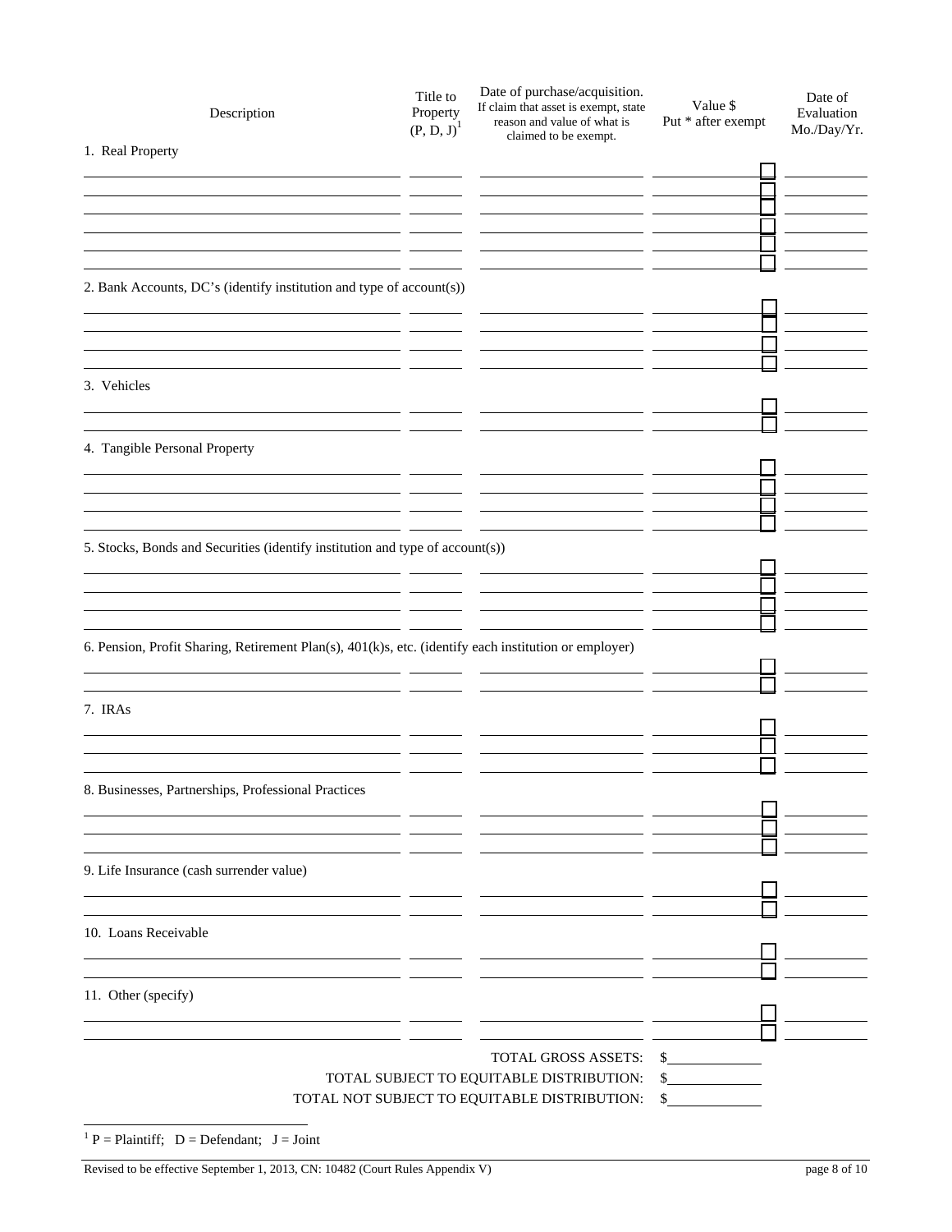| Description | Title to Property (P, D, J)[1] | Date of purchase/acquisition. If claim that asset is exempt, state reason and value of what is claimed to be exempt. | Value $ Put * after exempt | Date of Evaluation Mo./Day/Yr. |
|---|---|---|---|---|
| **1. Real Property** | | | | |
| | | | ☐ | |
| | | | ☐ | |
| | | | ☐ | |
| | | | ☐ | |
| | | | ☐ | |
| | | | ☐ | |
| **2. Bank Accounts, DC's (identify institution and type of account(s))** | | | | |
| | | | ☐ | |
| | | | ☐ | |
| | | | ☐ | |
| | | | ☐ | |
| **3. Vehicles** | | | | |
| | | | ☐ | |
| | | | ☐ | |
| **4. Tangible Personal Property** | | | | |
| | | | ☐ | |
| | | | ☐ | |
| | | | ☐ | |
| | | | ☐ | |
| **5. Stocks, Bonds and Securities (identify institution and type of account(s))** | | | | |
| | | | ☐ | |
| | | | ☐ | |
| | | | ☐ | |
| | | | ☐ | |
| **6. Pension, Profit Sharing, Retirement Plan(s), 401(k)s, etc. (identify each institution or employer)** | | | | |
| | | | ☐ | |
| | | | ☐ | |
| **7. IRAs** | | | | |
| | | | ☐ | |
| | | | ☐ | |
| | | | ☐ | |
| **8. Businesses, Partnerships, Professional Practices** | | | | |
| | | | ☐ | |
| | | | ☐ | |
| | | | ☐ | |
| **9. Life Insurance (cash surrender value)** | | | | |
| | | | ☐ | |
| | | | ☐ | |
| **10. Loans Receivable** | | | | |
| | | | ☐ | |
| | | | ☐ | |
| **11. Other (specify)** | | | | |
| | | | ☐ | |
| | | | ☐ | |

TOTAL GROSS ASSETS: $____________

TOTAL SUBJECT TO EQUITABLE DISTRIBUTION: $____________

TOTAL NOT SUBJECT TO EQUITABLE DISTRIBUTION: $____________

[1] P = Plaintiff; D = Defendant; J = Joint

Revised to be effective September 1, 2013, CN: 10482 (Court Rules Appendix V)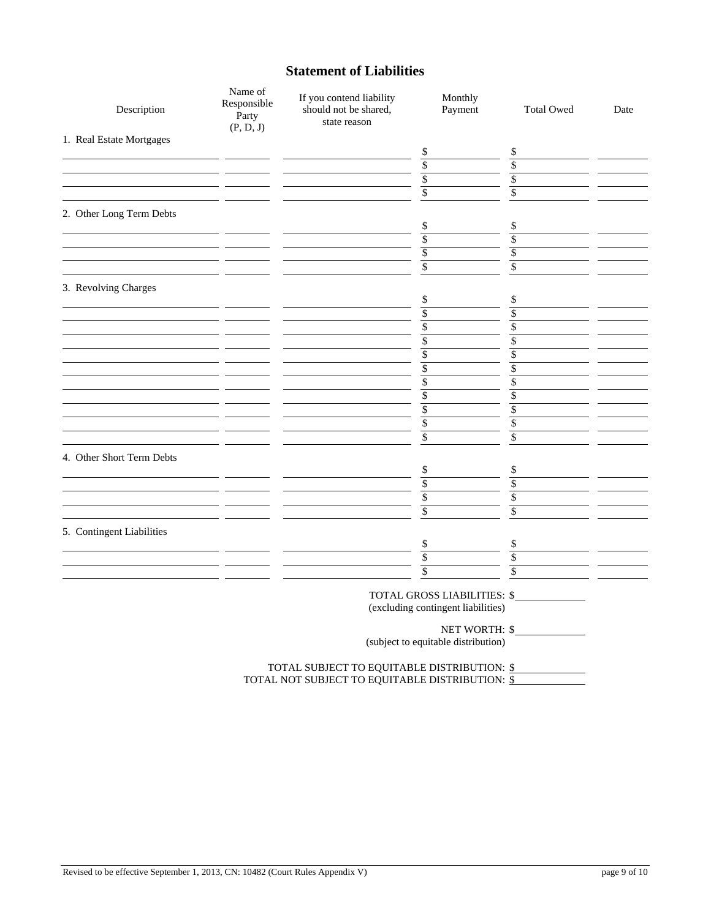## Statement of Liabilities

| Description | Name of Responsible Party (P, D, J) | If you contend liability should not be shared, state reason | Monthly Payment | Total Owed | Date |
|---|---|---|---|---|---|
| 1. Real Estate Mortgages | | | | | |
| | | | $ | $ | |
| | | | $ | $ | |
| | | | $ | $ | |
| | | | $ | $ | |
| 2. Other Long Term Debts | | | | | |
| | | | $ | $ | |
| | | | $ | $ | |
| | | | $ | $ | |
| | | | $ | $ | |
| 3. Revolving Charges | | | | | |
| | | | $ | $ | |
| | | | $ | $ | |
| | | | $ | $ | |
| | | | $ | $ | |
| | | | $ | $ | |
| | | | $ | $ | |
| | | | $ | $ | |
| | | | $ | $ | |
| | | | $ | $ | |
| | | | $ | $ | |
| | | | $ | $ | |
| 4. Other Short Term Debts | | | | | |
| | | | $ | $ | |
| | | | $ | $ | |
| | | | $ | $ | |
| | | | $ | $ | |
| 5. Contingent Liabilities | | | | | |
| | | | $ | $ | |
| | | | $ | $ | |
| | | | $ | $ | |

TOTAL GROSS LIABILITIES: $\_\_\_\_\_\_\_\_\_\_
(excluding contingent liabilities)

NET WORTH: $\_\_\_\_\_\_\_\_\_\_
(subject to equitable distribution)

TOTAL SUBJECT TO EQUITABLE DISTRIBUTION: $\_\_\_\_\_\_\_\_\_\_
TOTAL NOT SUBJECT TO EQUITABLE DISTRIBUTION: $\_\_\_\_\_\_\_\_\_\_

Revised to be effective September 1, 2013, CN: 10482 (Court Rules Appendix V)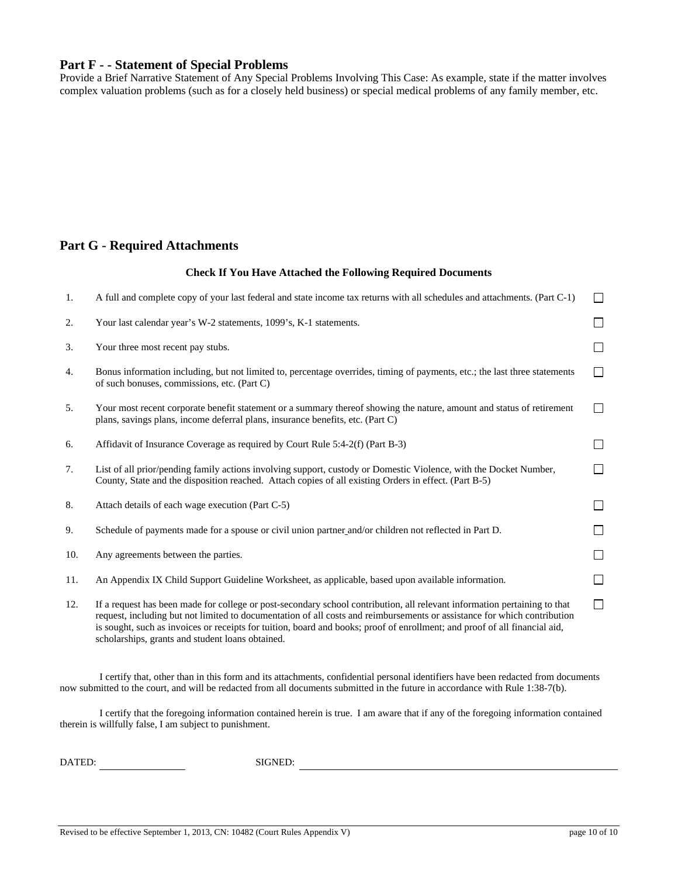## Part F - - Statement of Special Problems

Provide a Brief Narrative Statement of Any Special Problems Involving This Case: As example, state if the matter involves complex valuation problems (such as for a closely held business) or special medical problems of any family member, etc.

## Part G - Required Attachments

**Check If You Have Attached the Following Required Documents**

| | | |
|---|---|---|
| 1. | A full and complete copy of your last federal and state income tax returns with all schedules and attachments. (Part C-1) | ☐ |
| 2. | Your last calendar year's W-2 statements, 1099's, K-1 statements. | ☐ |
| 3. | Your three most recent pay stubs. | ☐ |
| 4. | Bonus information including, but not limited to, percentage overrides, timing of payments, etc.; the last three statements of such bonuses, commissions, etc. (Part C) | ☐ |
| 5. | Your most recent corporate benefit statement or a summary thereof showing the nature, amount and status of retirement plans, savings plans, income deferral plans, insurance benefits, etc. (Part C) | ☐ |
| 6. | Affidavit of Insurance Coverage as required by Court Rule 5:4-2(f) (Part B-3) | ☐ |
| 7. | List of all prior/pending family actions involving support, custody or Domestic Violence, with the Docket Number, County, State and the disposition reached. Attach copies of all existing Orders in effect. (Part B-5) | ☐ |
| 8. | Attach details of each wage execution (Part C-5) | ☐ |
| 9. | Schedule of payments made for a spouse or civil union partner and/or children not reflected in Part D. | ☐ |
| 10. | Any agreements between the parties. | ☐ |
| 11. | An Appendix IX Child Support Guideline Worksheet, as applicable, based upon available information. | ☐ |
| 12. | If a request has been made for college or post-secondary school contribution, all relevant information pertaining to that request, including but not limited to documentation of all costs and reimbursements or assistance for which contribution is sought, such as invoices or receipts for tuition, board and books; proof of enrollment; and proof of all financial aid, scholarships, grants and student loans obtained. | ☐ |

I certify that, other than in this form and its attachments, confidential personal identifiers have been redacted from documents now submitted to the court, and will be redacted from all documents submitted in the future in accordance with Rule 1:38-7(b).

I certify that the foregoing information contained herein is true. I am aware that if any of the foregoing information contained therein is willfully false, I am subject to punishment.

DATED: ________________ SIGNED: ______________________________________________

Revised to be effective September 1, 2013, CN: 10482 (Court Rules Appendix V)